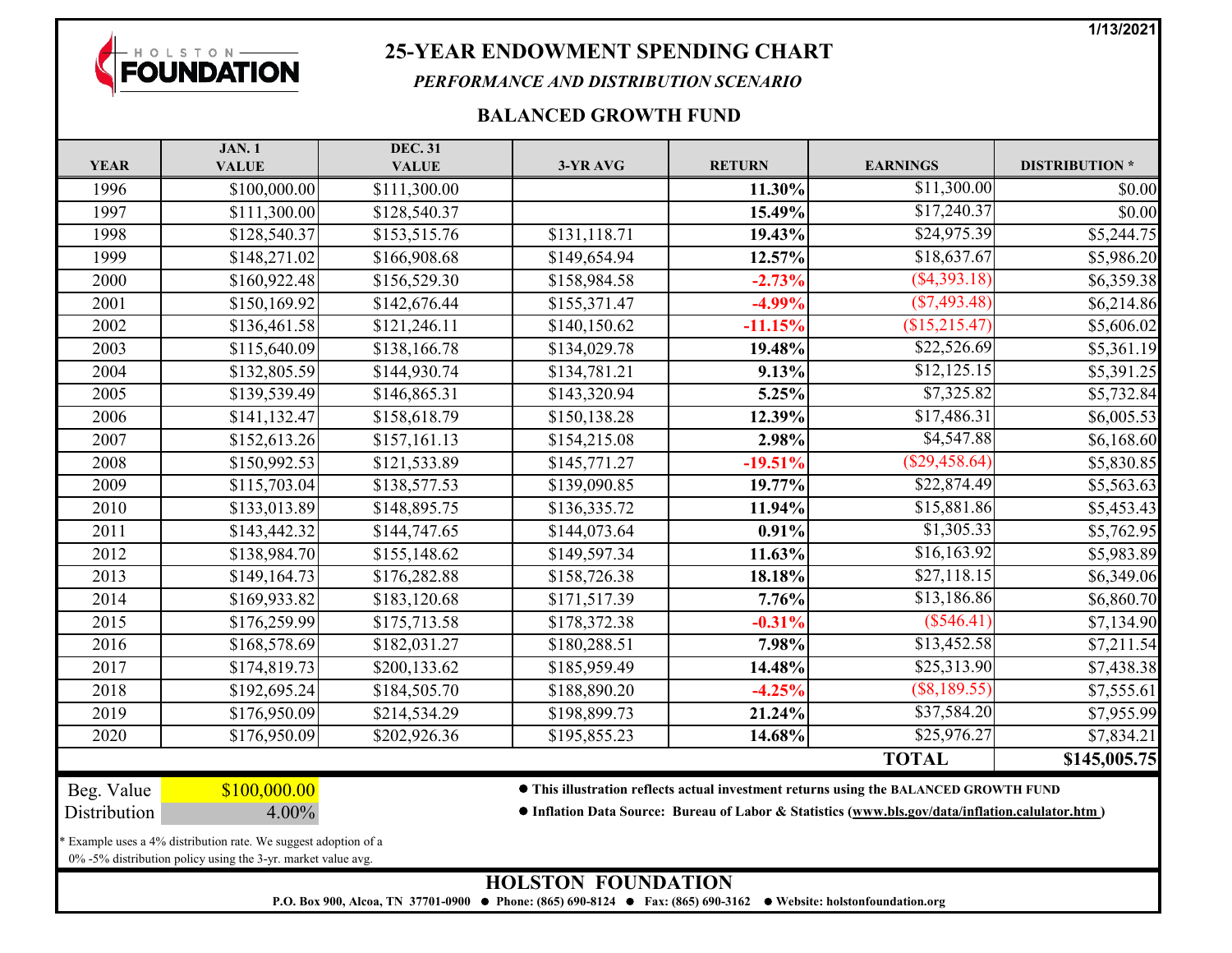1/13/2021

HOLSTON FOUNDATION

# 25-YEAR ENDOWMENT SPENDING CHART

*PERFORMANCE AND DISTRIBUTION SCENARIO*

## BALANCED GROWTH FUND

| YEAR | JAN. 1 VALUE | DEC. 31 VALUE | 3-YR AVG | RETURN | EARNINGS | DISTRIBUTION * |
|---|---|---|---|---|---|---|
| 1996 | $100,000.00 | $111,300.00 | | **11.30%** | $11,300.00 | $0.00 |
| 1997 | $111,300.00 | $128,540.37 | | **15.49%** | $17,240.37 | $0.00 |
| 1998 | $128,540.37 | $153,515.76 | $131,118.71 | **19.43%** | $24,975.39 | $5,244.75 |
| 1999 | $148,271.02 | $166,908.68 | $149,654.94 | **12.57%** | $18,637.67 | $5,986.20 |
| 2000 | $160,922.48 | $156,529.30 | $158,984.58 | **-2.73%** | ($4,393.18) | $6,359.38 |
| 2001 | $150,169.92 | $142,676.44 | $155,371.47 | **-4.99%** | ($7,493.48) | $6,214.86 |
| 2002 | $136,461.58 | $121,246.11 | $140,150.62 | **-11.15%** | ($15,215.47) | $5,606.02 |
| 2003 | $115,640.09 | $138,166.78 | $134,029.78 | **19.48%** | $22,526.69 | $5,361.19 |
| 2004 | $132,805.59 | $144,930.74 | $134,781.21 | **9.13%** | $12,125.15 | $5,391.25 |
| 2005 | $139,539.49 | $146,865.31 | $143,320.94 | **5.25%** | $7,325.82 | $5,732.84 |
| 2006 | $141,132.47 | $158,618.79 | $150,138.28 | **12.39%** | $17,486.31 | $6,005.53 |
| 2007 | $152,613.26 | $157,161.13 | $154,215.08 | **2.98%** | $4,547.88 | $6,168.60 |
| 2008 | $150,992.53 | $121,533.89 | $145,771.27 | **-19.51%** | ($29,458.64) | $5,830.85 |
| 2009 | $115,703.04 | $138,577.53 | $139,090.85 | **19.77%** | $22,874.49 | $5,563.63 |
| 2010 | $133,013.89 | $148,895.75 | $136,335.72 | **11.94%** | $15,881.86 | $5,453.43 |
| 2011 | $143,442.32 | $144,747.65 | $144,073.64 | **0.91%** | $1,305.33 | $5,762.95 |
| 2012 | $138,984.70 | $155,148.62 | $149,597.34 | **11.63%** | $16,163.92 | $5,983.89 |
| 2013 | $149,164.73 | $176,282.88 | $158,726.38 | **18.18%** | $27,118.15 | $6,349.06 |
| 2014 | $169,933.82 | $183,120.68 | $171,517.39 | **7.76%** | $13,186.86 | $6,860.70 |
| 2015 | $176,259.99 | $175,713.58 | $178,372.38 | **-0.31%** | ($546.41) | $7,134.90 |
| 2016 | $168,578.69 | $182,031.27 | $180,288.51 | **7.98%** | $13,452.58 | $7,211.54 |
| 2017 | $174,819.73 | $200,133.62 | $185,959.49 | **14.48%** | $25,313.90 | $7,438.38 |
| 2018 | $192,695.24 | $184,505.70 | $188,890.20 | **-4.25%** | ($8,189.55) | $7,555.61 |
| 2019 | $176,950.09 | $214,534.29 | $198,899.73 | **21.24%** | $37,584.20 | $7,955.99 |
| 2020 | $176,950.09 | $202,926.36 | $195,855.23 | **14.68%** | $25,976.27 | $7,834.21 |
| | | | | | **TOTAL** | **$145,005.75** |

| | |
|---|---|
| Beg. Value | $100,000.00 |
| Distribution | 4.00% |

- **This illustration reflects actual investment returns using the BALANCED GROWTH FUND**
- **Inflation Data Source: Bureau of Labor & Statistics (www.bls.gov/data/inflation.calulator.htm )**

* Example uses a 4% distribution rate. We suggest adoption of a 0% -5% distribution policy using the 3-yr. market value avg.

**HOLSTON FOUNDATION**

**P.O. Box 900, Alcoa, TN 37701-0900 ● Phone: (865) 690-8124 ● Fax: (865) 690-3162 ● Website: holstonfoundation.org**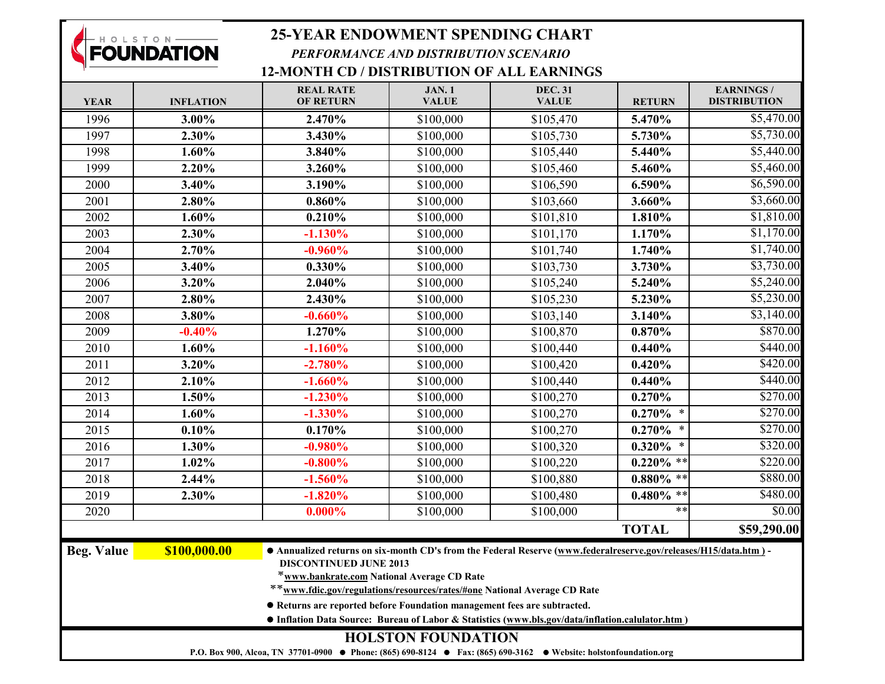HOLSTON FOUNDATION

# 25-YEAR ENDOWMENT SPENDING CHART

***PERFORMANCE AND DISTRIBUTION SCENARIO***

## 12-MONTH CD / DISTRIBUTION OF ALL EARNINGS

| YEAR | INFLATION | REAL RATE OF RETURN | JAN. 1 VALUE | DEC. 31 VALUE | RETURN | EARNINGS / DISTRIBUTION |
|---|---|---|---|---|---|---|
| 1996 | **3.00%** | **2.470%** | $100,000 | $105,470 | **5.470%** | $5,470.00 |
| 1997 | **2.30%** | **3.430%** | $100,000 | $105,730 | **5.730%** | $5,730.00 |
| 1998 | **1.60%** | **3.840%** | $100,000 | $105,440 | **5.440%** | $5,440.00 |
| 1999 | **2.20%** | **3.260%** | $100,000 | $105,460 | **5.460%** | $5,460.00 |
| 2000 | **3.40%** | **3.190%** | $100,000 | $106,590 | **6.590%** | $6,590.00 |
| 2001 | **2.80%** | **0.860%** | $100,000 | $103,660 | **3.660%** | $3,660.00 |
| 2002 | **1.60%** | **0.210%** | $100,000 | $101,810 | **1.810%** | $1,810.00 |
| 2003 | **2.30%** | **-1.130%** | $100,000 | $101,170 | **1.170%** | $1,170.00 |
| 2004 | **2.70%** | **-0.960%** | $100,000 | $101,740 | **1.740%** | $1,740.00 |
| 2005 | **3.40%** | **0.330%** | $100,000 | $103,730 | **3.730%** | $3,730.00 |
| 2006 | **3.20%** | **2.040%** | $100,000 | $105,240 | **5.240%** | $5,240.00 |
| 2007 | **2.80%** | **2.430%** | $100,000 | $105,230 | **5.230%** | $5,230.00 |
| 2008 | **3.80%** | **-0.660%** | $100,000 | $103,140 | **3.140%** | $3,140.00 |
| 2009 | **-0.40%** | **1.270%** | $100,000 | $100,870 | **0.870%** | $870.00 |
| 2010 | **1.60%** | **-1.160%** | $100,000 | $100,440 | **0.440%** | $440.00 |
| 2011 | **3.20%** | **-2.780%** | $100,000 | $100,420 | **0.420%** | $420.00 |
| 2012 | **2.10%** | **-1.660%** | $100,000 | $100,440 | **0.440%** | $440.00 |
| 2013 | **1.50%** | **-1.230%** | $100,000 | $100,270 | **0.270%** | $270.00 |
| 2014 | **1.60%** | **-1.330%** | $100,000 | $100,270 | **0.270%** * | $270.00 |
| 2015 | **0.10%** | **0.170%** | $100,000 | $100,270 | **0.270%** * | $270.00 |
| 2016 | **1.30%** | **-0.980%** | $100,000 | $100,320 | **0.320%** * | $320.00 |
| 2017 | **1.02%** | **-0.800%** | $100,000 | $100,220 | **0.220%** ** | $220.00 |
| 2018 | **2.44%** | **-1.560%** | $100,000 | $100,880 | **0.880%** ** | $880.00 |
| 2019 | **2.30%** | **-1.820%** | $100,000 | $100,480 | **0.480%** ** | $480.00 |
| 2020 | | **0.000%** | $100,000 | $100,000 | ** | $0.00 |
| | | | | | **TOTAL** | **$59,290.00** |

**Beg. Value** **$100,000.00**

- **Annualized returns on six-month CD's from the Federal Reserve (www.federalreserve.gov/releases/H15/data.htm ) - DISCONTINUED JUNE 2013**
  - ***www.bankrate.com* National Average CD Rate**
  - ****www.fdic.gov/regulations/resources/rates/#one* National Average CD Rate**
- **Returns are reported before Foundation management fees are subtracted.**
- **Inflation Data Source: Bureau of Labor & Statistics (www.bls.gov/data/inflation.calulator.htm )**

## HOLSTON FOUNDATION

**P.O. Box 900, Alcoa, TN 37701-0900 ● Phone: (865) 690-8124 ● Fax: (865) 690-3162 ● Website: holstonfoundation.org**